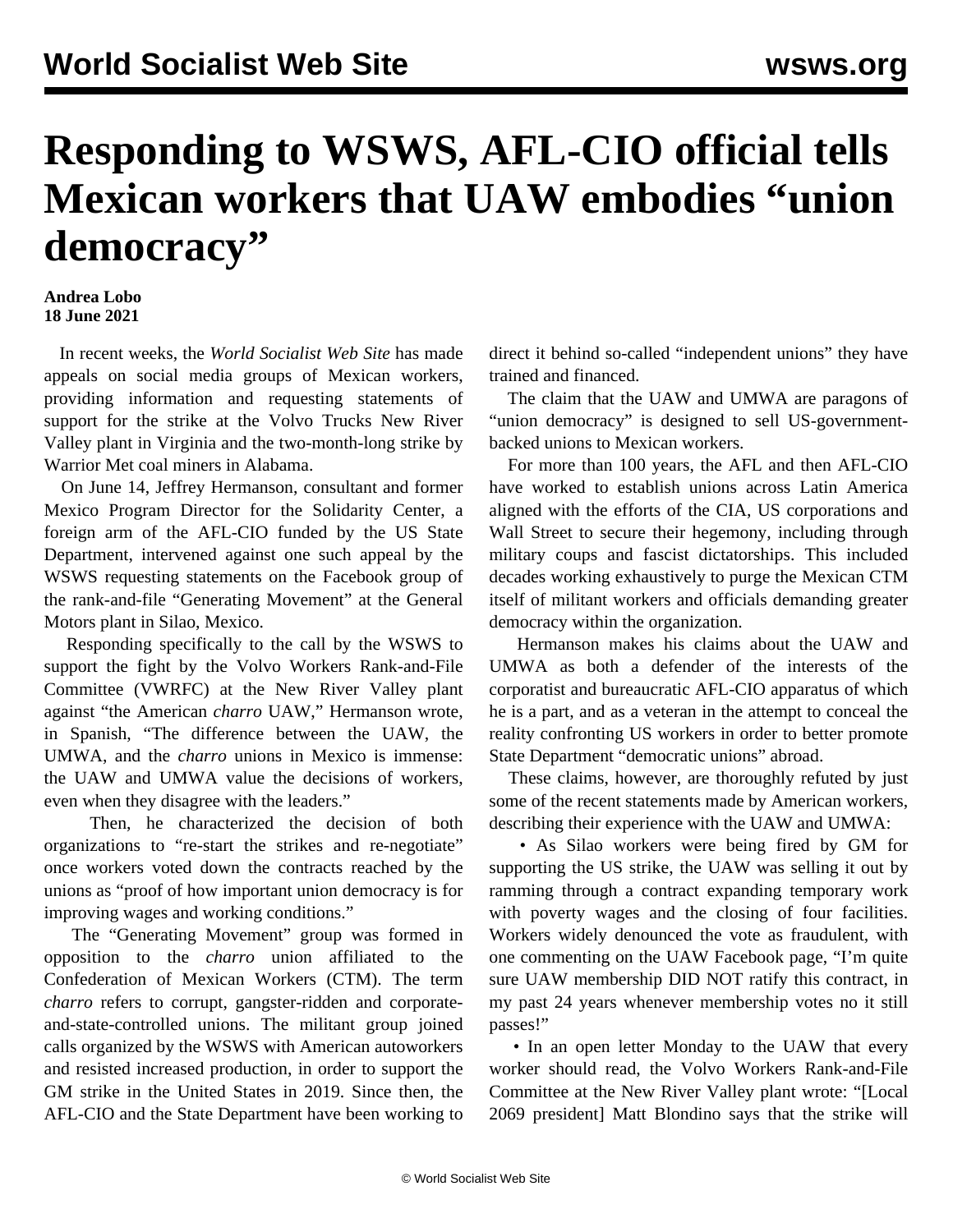# Responding to WSWS, AFL-CIO official tells Mexican workers that UAW embodies "union democracy"

**Andrea Lobo**
**18 June 2021**

In recent weeks, the *World Socialist Web Site* has made appeals on social media groups of Mexican workers, providing information and requesting statements of support for the strike at the Volvo Trucks New River Valley plant in Virginia and the two-month-long strike by Warrior Met coal miners in Alabama.

On June 14, Jeffrey Hermanson, consultant and former Mexico Program Director for the Solidarity Center, a foreign arm of the AFL-CIO funded by the US State Department, intervened against one such appeal by the WSWS requesting statements on the Facebook group of the rank-and-file "Generating Movement" at the General Motors plant in Silao, Mexico.

Responding specifically to the call by the WSWS to support the fight by the Volvo Workers Rank-and-File Committee (VWRFC) at the New River Valley plant against "the American *charro* UAW," Hermanson wrote, in Spanish, "The difference between the UAW, the UMWA, and the *charro* unions in Mexico is immense: the UAW and UMWA value the decisions of workers, even when they disagree with the leaders."

Then, he characterized the decision of both organizations to "re-start the strikes and re-negotiate" once workers voted down the contracts reached by the unions as "proof of how important union democracy is for improving wages and working conditions."

The "Generating Movement" group was formed in opposition to the *charro* union affiliated to the Confederation of Mexican Workers (CTM). The term *charro* refers to corrupt, gangster-ridden and corporate-and-state-controlled unions. The militant group joined calls organized by the WSWS with American autoworkers and resisted increased production, in order to support the GM strike in the United States in 2019. Since then, the AFL-CIO and the State Department have been working to direct it behind so-called "independent unions" they have trained and financed.

The claim that the UAW and UMWA are paragons of "union democracy" is designed to sell US-government-backed unions to Mexican workers.

For more than 100 years, the AFL and then AFL-CIO have worked to establish unions across Latin America aligned with the efforts of the CIA, US corporations and Wall Street to secure their hegemony, including through military coups and fascist dictatorships. This included decades working exhaustively to purge the Mexican CTM itself of militant workers and officials demanding greater democracy within the organization.

Hermanson makes his claims about the UAW and UMWA as both a defender of the interests of the corporatist and bureaucratic AFL-CIO apparatus of which he is a part, and as a veteran in the attempt to conceal the reality confronting US workers in order to better promote State Department "democratic unions" abroad.

These claims, however, are thoroughly refuted by just some of the recent statements made by American workers, describing their experience with the UAW and UMWA:

- As Silao workers were being fired by GM for supporting the US strike, the UAW was selling it out by ramming through a contract expanding temporary work with poverty wages and the closing of four facilities. Workers widely denounced the vote as fraudulent, with one commenting on the UAW Facebook page, "I'm quite sure UAW membership DID NOT ratify this contract, in my past 24 years whenever membership votes no it still passes!"
- In an open letter Monday to the UAW that every worker should read, the Volvo Workers Rank-and-File Committee at the New River Valley plant wrote: "[Local 2069 president] Matt Blondino says that the strike will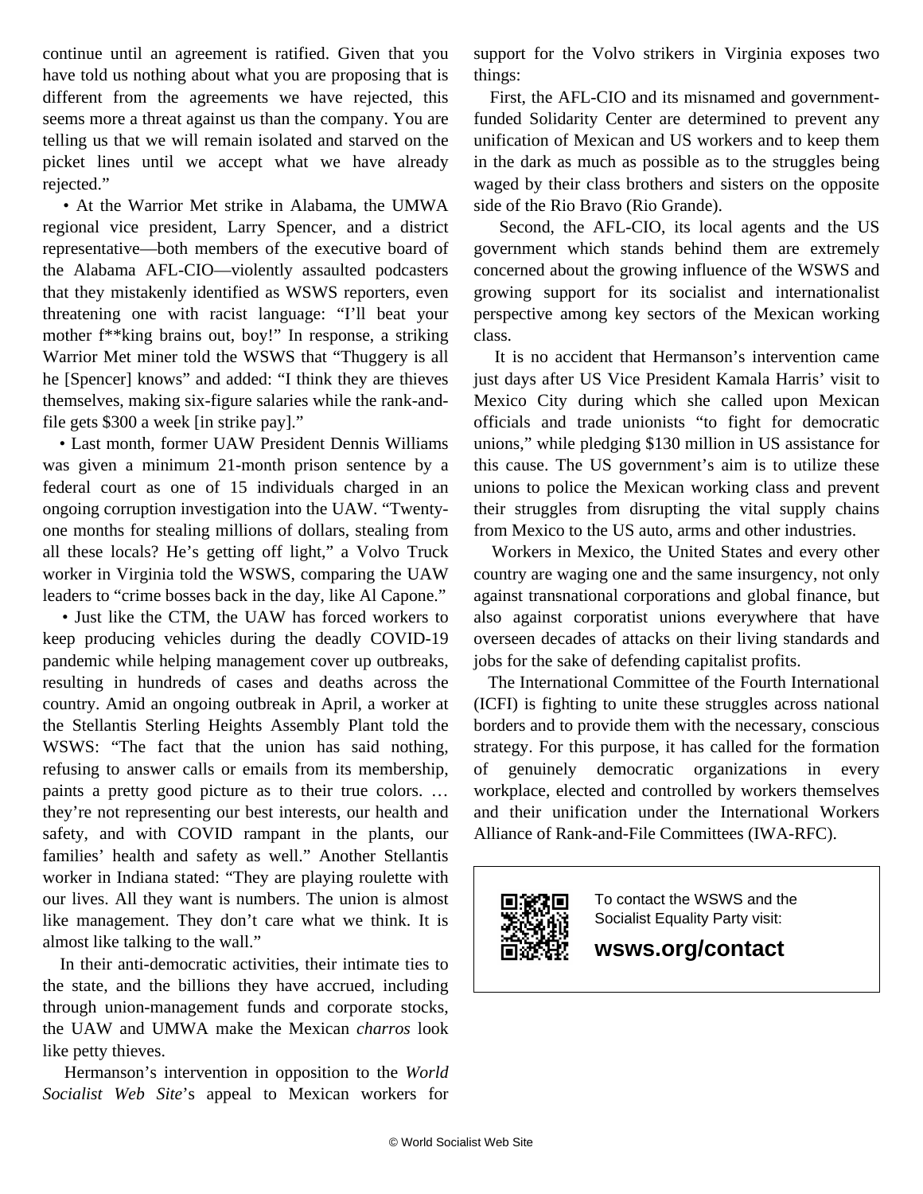continue until an agreement is ratified. Given that you have told us nothing about what you are proposing that is different from the agreements we have rejected, this seems more a threat against us than the company. You are telling us that we will remain isolated and starved on the picket lines until we accept what we have already rejected."

• At the Warrior Met strike in Alabama, the UMWA regional vice president, Larry Spencer, and a district representative—both members of the executive board of the Alabama AFL-CIO—violently assaulted podcasters that they mistakenly identified as WSWS reporters, even threatening one with racist language: "I'll beat your mother f**king brains out, boy!" In response, a striking Warrior Met miner told the WSWS that "Thuggery is all he [Spencer] knows" and added: "I think they are thieves themselves, making six-figure salaries while the rank-and-file gets $300 a week [in strike pay]."

• Last month, former UAW President Dennis Williams was given a minimum 21-month prison sentence by a federal court as one of 15 individuals charged in an ongoing corruption investigation into the UAW. "Twenty-one months for stealing millions of dollars, stealing from all these locals? He's getting off light," a Volvo Truck worker in Virginia told the WSWS, comparing the UAW leaders to "crime bosses back in the day, like Al Capone."

• Just like the CTM, the UAW has forced workers to keep producing vehicles during the deadly COVID-19 pandemic while helping management cover up outbreaks, resulting in hundreds of cases and deaths across the country. Amid an ongoing outbreak in April, a worker at the Stellantis Sterling Heights Assembly Plant told the WSWS: "The fact that the union has said nothing, refusing to answer calls or emails from its membership, paints a pretty good picture as to their true colors. … they're not representing our best interests, our health and safety, and with COVID rampant in the plants, our families' health and safety as well." Another Stellantis worker in Indiana stated: "They are playing roulette with our lives. All they want is numbers. The union is almost like management. They don't care what we think. It is almost like talking to the wall."

In their anti-democratic activities, their intimate ties to the state, and the billions they have accrued, including through union-management funds and corporate stocks, the UAW and UMWA make the Mexican *charros* look like petty thieves.

Hermanson's intervention in opposition to the *World Socialist Web Site*'s appeal to Mexican workers for support for the Volvo strikers in Virginia exposes two things:

First, the AFL-CIO and its misnamed and government-funded Solidarity Center are determined to prevent any unification of Mexican and US workers and to keep them in the dark as much as possible as to the struggles being waged by their class brothers and sisters on the opposite side of the Rio Bravo (Rio Grande).

Second, the AFL-CIO, its local agents and the US government which stands behind them are extremely concerned about the growing influence of the WSWS and growing support for its socialist and internationalist perspective among key sectors of the Mexican working class.

It is no accident that Hermanson's intervention came just days after US Vice President Kamala Harris' visit to Mexico City during which she called upon Mexican officials and trade unionists "to fight for democratic unions," while pledging $130 million in US assistance for this cause. The US government's aim is to utilize these unions to police the Mexican working class and prevent their struggles from disrupting the vital supply chains from Mexico to the US auto, arms and other industries.

Workers in Mexico, the United States and every other country are waging one and the same insurgency, not only against transnational corporations and global finance, but also against corporatist unions everywhere that have overseen decades of attacks on their living standards and jobs for the sake of defending capitalist profits.

The International Committee of the Fourth International (ICFI) is fighting to unite these struggles across national borders and to provide them with the necessary, conscious strategy. For this purpose, it has called for the formation of genuinely democratic organizations in every workplace, elected and controlled by workers themselves and their unification under the International Workers Alliance of Rank-and-File Committees (IWA-RFC).

To contact the WSWS and the Socialist Equality Party visit:

**wsws.org/contact**